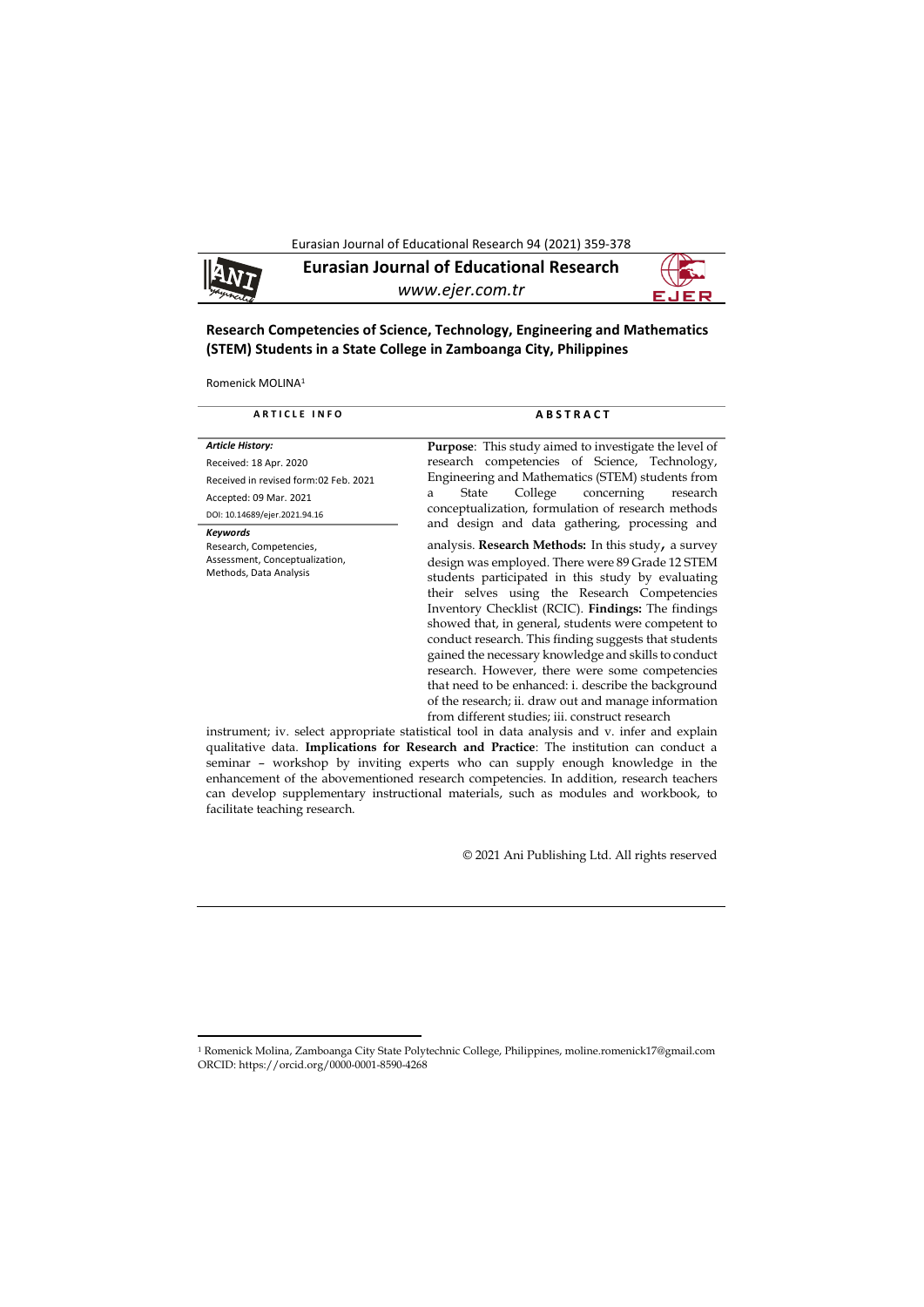# Research Competencies of Science, Technology, Engineering and Mathematics (STEM) Students in a State College in Zamboanga City, Philippines

Romenick MOLINA[1]

**ARTICLE INFO**

***Article History:***

Received: 18 Apr. 2020

Received in revised form:02 Feb. 2021

Accepted: 09 Mar. 2021

DOI: 10.14689/ejer.2021.94.16

***Keywords***

Research, Competencies, Assessment, Conceptualization, Methods, Data Analysis

**ABSTRACT**

**Purpose**: This study aimed to investigate the level of research competencies of Science, Technology, Engineering and Mathematics (STEM) students from a State College concerning research conceptualization, formulation of research methods and design and data gathering, processing and analysis. **Research Methods:** In this study**,** a survey design was employed. There were 89 Grade 12 STEM students participated in this study by evaluating their selves using the Research Competencies Inventory Checklist (RCIC). **Findings:** The findings showed that, in general, students were competent to conduct research. This finding suggests that students gained the necessary knowledge and skills to conduct research. However, there were some competencies that need to be enhanced: i. describe the background of the research; ii. draw out and manage information from different studies; iii. construct research instrument; iv. select appropriate statistical tool in data analysis and v. infer and explain qualitative data. **Implications for Research and Practice**: The institution can conduct a seminar – workshop by inviting experts who can supply enough knowledge in the enhancement of the abovementioned research competencies. In addition, research teachers can develop supplementary instructional materials, such as modules and workbook, to facilitate teaching research.

© 2021 Ani Publishing Ltd. All rights reserved

---

[1] Romenick Molina, Zamboanga City State Polytechnic College, Philippines, moline.romenick17@gmail.com ORCID: https://orcid.org/0000-0001-8590-4268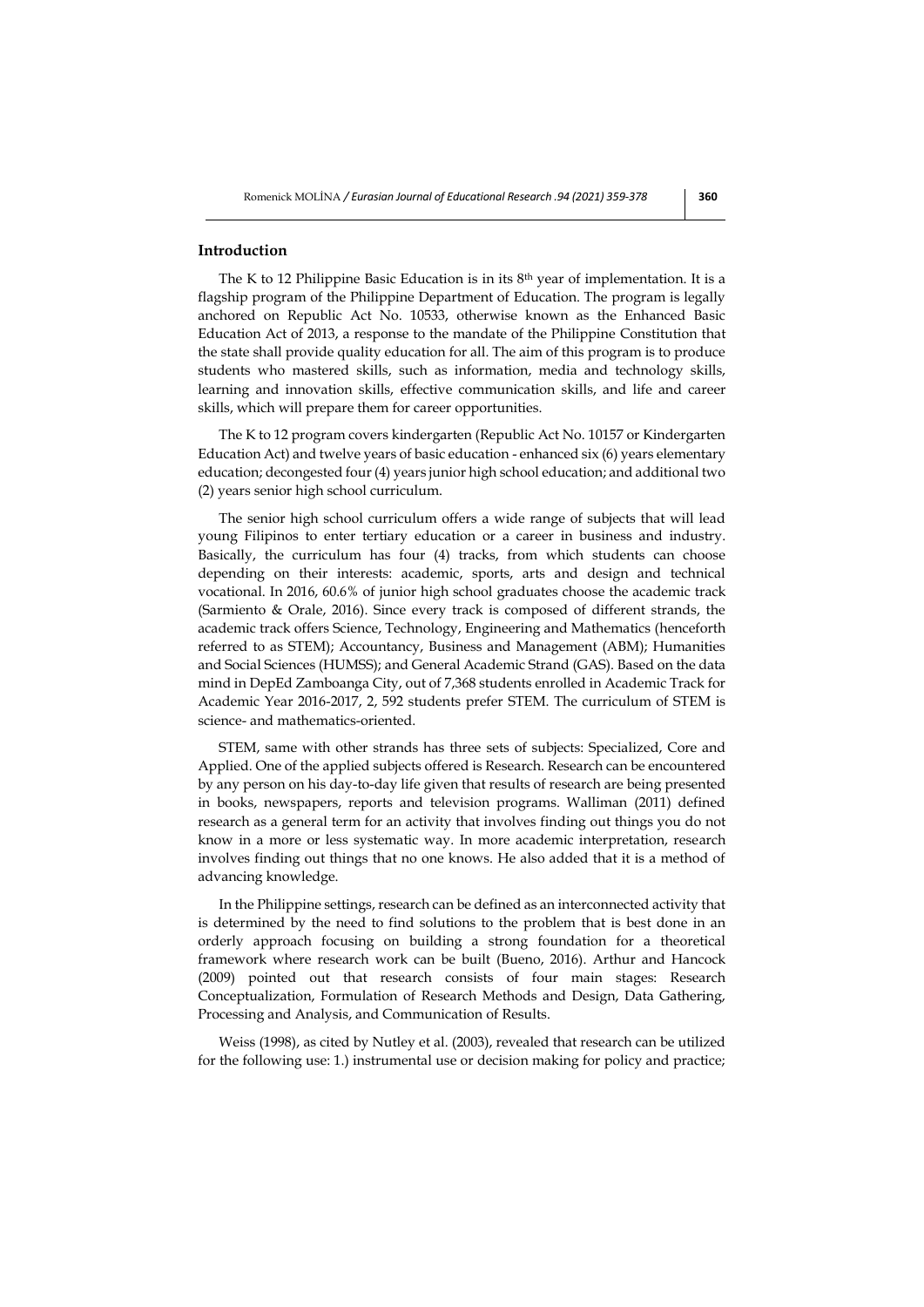## Introduction

The K to 12 Philippine Basic Education is in its 8th year of implementation. It is a flagship program of the Philippine Department of Education. The program is legally anchored on Republic Act No. 10533, otherwise known as the Enhanced Basic Education Act of 2013, a response to the mandate of the Philippine Constitution that the state shall provide quality education for all. The aim of this program is to produce students who mastered skills, such as information, media and technology skills, learning and innovation skills, effective communication skills, and life and career skills, which will prepare them for career opportunities.

The K to 12 program covers kindergarten (Republic Act No. 10157 or Kindergarten Education Act) and twelve years of basic education - enhanced six (6) years elementary education; decongested four (4) years junior high school education; and additional two (2) years senior high school curriculum.

The senior high school curriculum offers a wide range of subjects that will lead young Filipinos to enter tertiary education or a career in business and industry. Basically, the curriculum has four (4) tracks, from which students can choose depending on their interests: academic, sports, arts and design and technical vocational. In 2016, 60.6% of junior high school graduates choose the academic track (Sarmiento & Orale, 2016). Since every track is composed of different strands, the academic track offers Science, Technology, Engineering and Mathematics (henceforth referred to as STEM); Accountancy, Business and Management (ABM); Humanities and Social Sciences (HUMSS); and General Academic Strand (GAS). Based on the data mind in DepEd Zamboanga City, out of 7,368 students enrolled in Academic Track for Academic Year 2016-2017, 2, 592 students prefer STEM. The curriculum of STEM is science- and mathematics-oriented.

STEM, same with other strands has three sets of subjects: Specialized, Core and Applied. One of the applied subjects offered is Research. Research can be encountered by any person on his day-to-day life given that results of research are being presented in books, newspapers, reports and television programs. Walliman (2011) defined research as a general term for an activity that involves finding out things you do not know in a more or less systematic way. In more academic interpretation, research involves finding out things that no one knows. He also added that it is a method of advancing knowledge.

In the Philippine settings, research can be defined as an interconnected activity that is determined by the need to find solutions to the problem that is best done in an orderly approach focusing on building a strong foundation for a theoretical framework where research work can be built (Bueno, 2016). Arthur and Hancock (2009) pointed out that research consists of four main stages: Research Conceptualization, Formulation of Research Methods and Design, Data Gathering, Processing and Analysis, and Communication of Results.

Weiss (1998), as cited by Nutley et al. (2003), revealed that research can be utilized for the following use: 1.) instrumental use or decision making for policy and practice;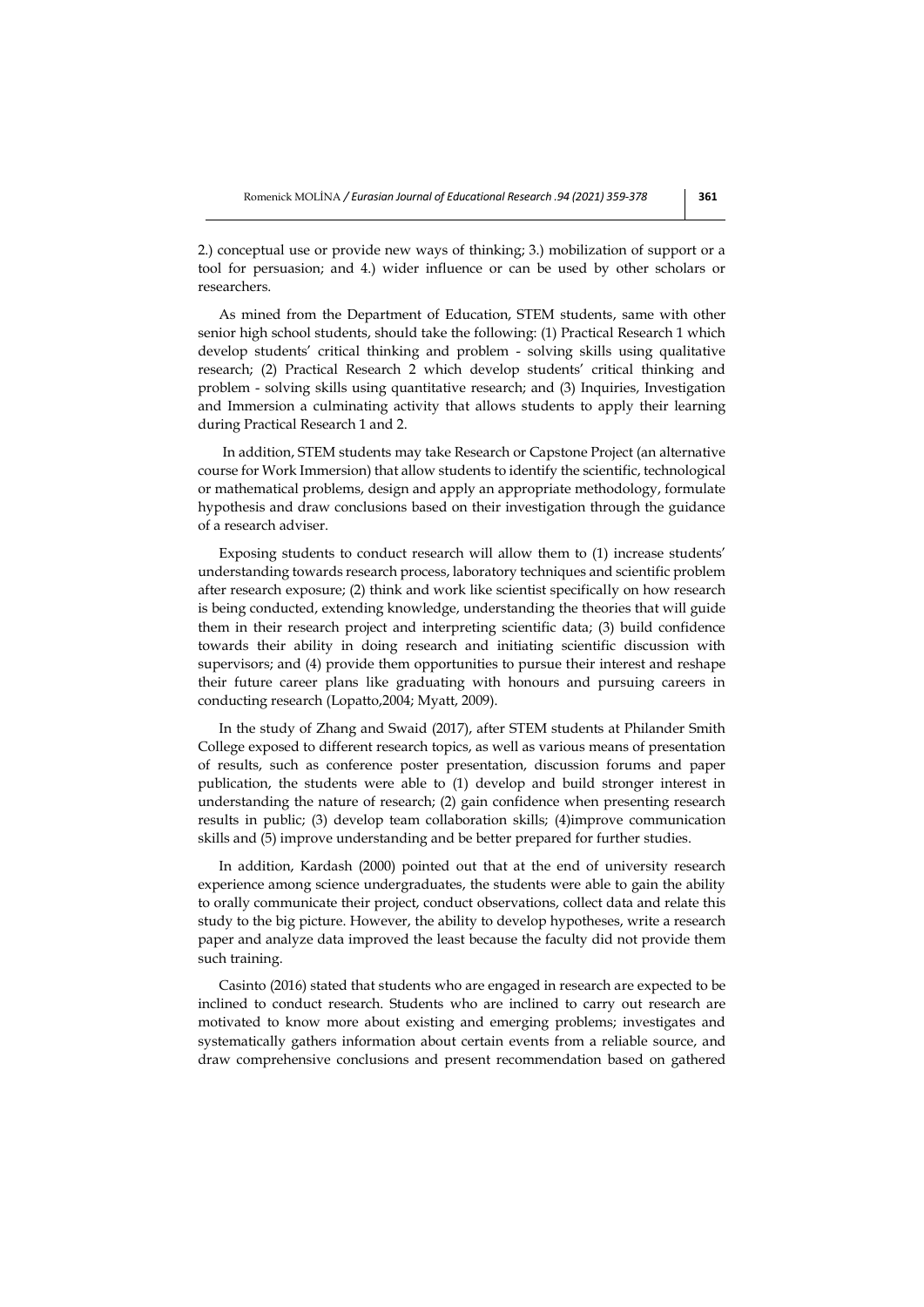2.) conceptual use or provide new ways of thinking; 3.) mobilization of support or a tool for persuasion; and 4.) wider influence or can be used by other scholars or researchers.

As mined from the Department of Education, STEM students, same with other senior high school students, should take the following: (1) Practical Research 1 which develop students' critical thinking and problem - solving skills using qualitative research; (2) Practical Research 2 which develop students' critical thinking and problem - solving skills using quantitative research; and (3) Inquiries, Investigation and Immersion a culminating activity that allows students to apply their learning during Practical Research 1 and 2.

In addition, STEM students may take Research or Capstone Project (an alternative course for Work Immersion) that allow students to identify the scientific, technological or mathematical problems, design and apply an appropriate methodology, formulate hypothesis and draw conclusions based on their investigation through the guidance of a research adviser.

Exposing students to conduct research will allow them to (1) increase students' understanding towards research process, laboratory techniques and scientific problem after research exposure; (2) think and work like scientist specifically on how research is being conducted, extending knowledge, understanding the theories that will guide them in their research project and interpreting scientific data; (3) build confidence towards their ability in doing research and initiating scientific discussion with supervisors; and (4) provide them opportunities to pursue their interest and reshape their future career plans like graduating with honours and pursuing careers in conducting research (Lopatto,2004; Myatt, 2009).

In the study of Zhang and Swaid (2017), after STEM students at Philander Smith College exposed to different research topics, as well as various means of presentation of results, such as conference poster presentation, discussion forums and paper publication, the students were able to (1) develop and build stronger interest in understanding the nature of research; (2) gain confidence when presenting research results in public; (3) develop team collaboration skills; (4)improve communication skills and (5) improve understanding and be better prepared for further studies.

In addition, Kardash (2000) pointed out that at the end of university research experience among science undergraduates, the students were able to gain the ability to orally communicate their project, conduct observations, collect data and relate this study to the big picture. However, the ability to develop hypotheses, write a research paper and analyze data improved the least because the faculty did not provide them such training.

Casinto (2016) stated that students who are engaged in research are expected to be inclined to conduct research. Students who are inclined to carry out research are motivated to know more about existing and emerging problems; investigates and systematically gathers information about certain events from a reliable source, and draw comprehensive conclusions and present recommendation based on gathered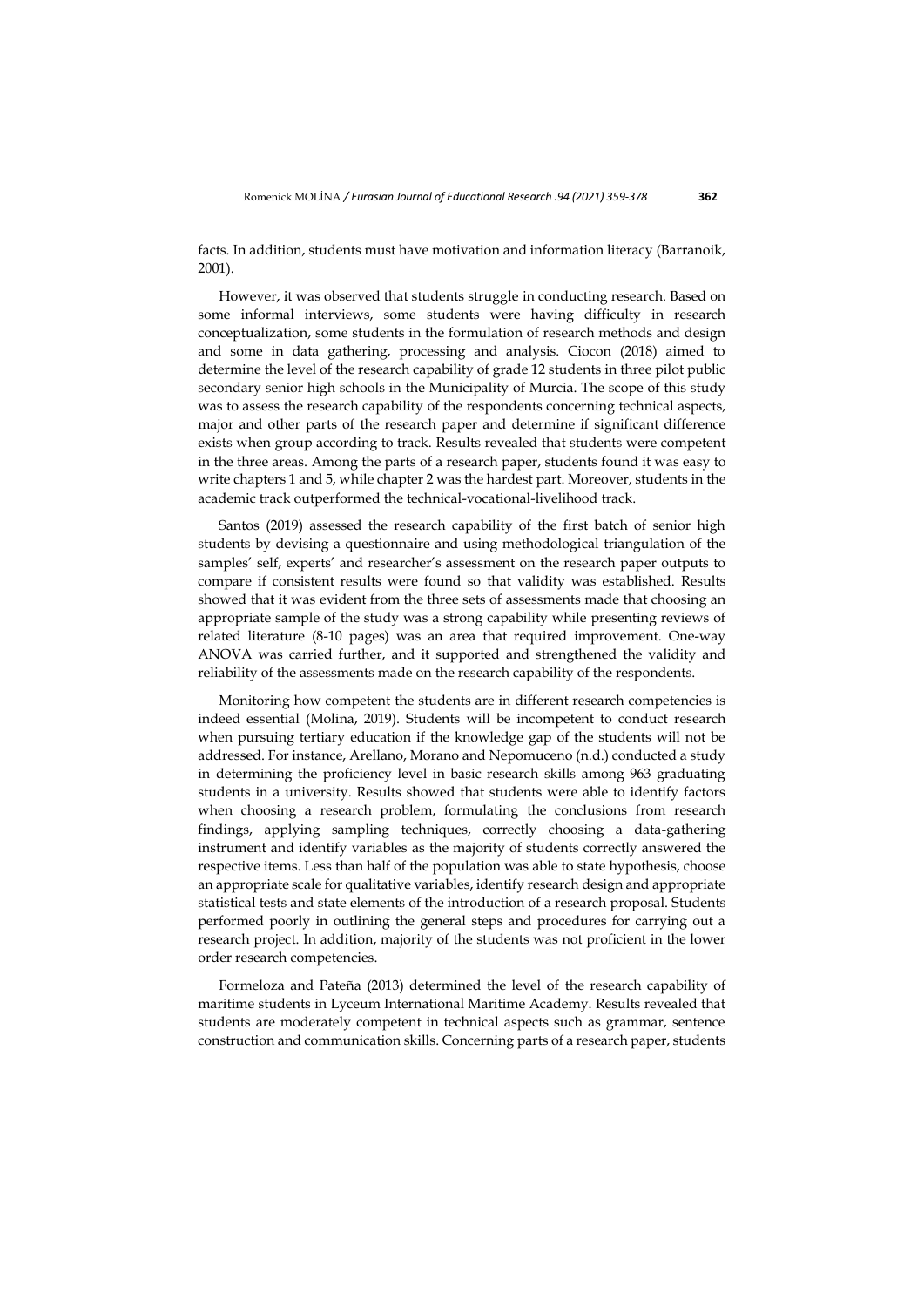facts. In addition, students must have motivation and information literacy (Barranoik, 2001).

However, it was observed that students struggle in conducting research. Based on some informal interviews, some students were having difficulty in research conceptualization, some students in the formulation of research methods and design and some in data gathering, processing and analysis. Ciocon (2018) aimed to determine the level of the research capability of grade 12 students in three pilot public secondary senior high schools in the Municipality of Murcia. The scope of this study was to assess the research capability of the respondents concerning technical aspects, major and other parts of the research paper and determine if significant difference exists when group according to track. Results revealed that students were competent in the three areas. Among the parts of a research paper, students found it was easy to write chapters 1 and 5, while chapter 2 was the hardest part. Moreover, students in the academic track outperformed the technical-vocational-livelihood track.

Santos (2019) assessed the research capability of the first batch of senior high students by devising a questionnaire and using methodological triangulation of the samples' self, experts' and researcher's assessment on the research paper outputs to compare if consistent results were found so that validity was established. Results showed that it was evident from the three sets of assessments made that choosing an appropriate sample of the study was a strong capability while presenting reviews of related literature (8-10 pages) was an area that required improvement. One-way ANOVA was carried further, and it supported and strengthened the validity and reliability of the assessments made on the research capability of the respondents.

Monitoring how competent the students are in different research competencies is indeed essential (Molina, 2019). Students will be incompetent to conduct research when pursuing tertiary education if the knowledge gap of the students will not be addressed. For instance, Arellano, Morano and Nepomuceno (n.d.) conducted a study in determining the proficiency level in basic research skills among 963 graduating students in a university. Results showed that students were able to identify factors when choosing a research problem, formulating the conclusions from research findings, applying sampling techniques, correctly choosing a data-gathering instrument and identify variables as the majority of students correctly answered the respective items. Less than half of the population was able to state hypothesis, choose an appropriate scale for qualitative variables, identify research design and appropriate statistical tests and state elements of the introduction of a research proposal. Students performed poorly in outlining the general steps and procedures for carrying out a research project. In addition, majority of the students was not proficient in the lower order research competencies.

Formeloza and Pateña (2013) determined the level of the research capability of maritime students in Lyceum International Maritime Academy. Results revealed that students are moderately competent in technical aspects such as grammar, sentence construction and communication skills. Concerning parts of a research paper, students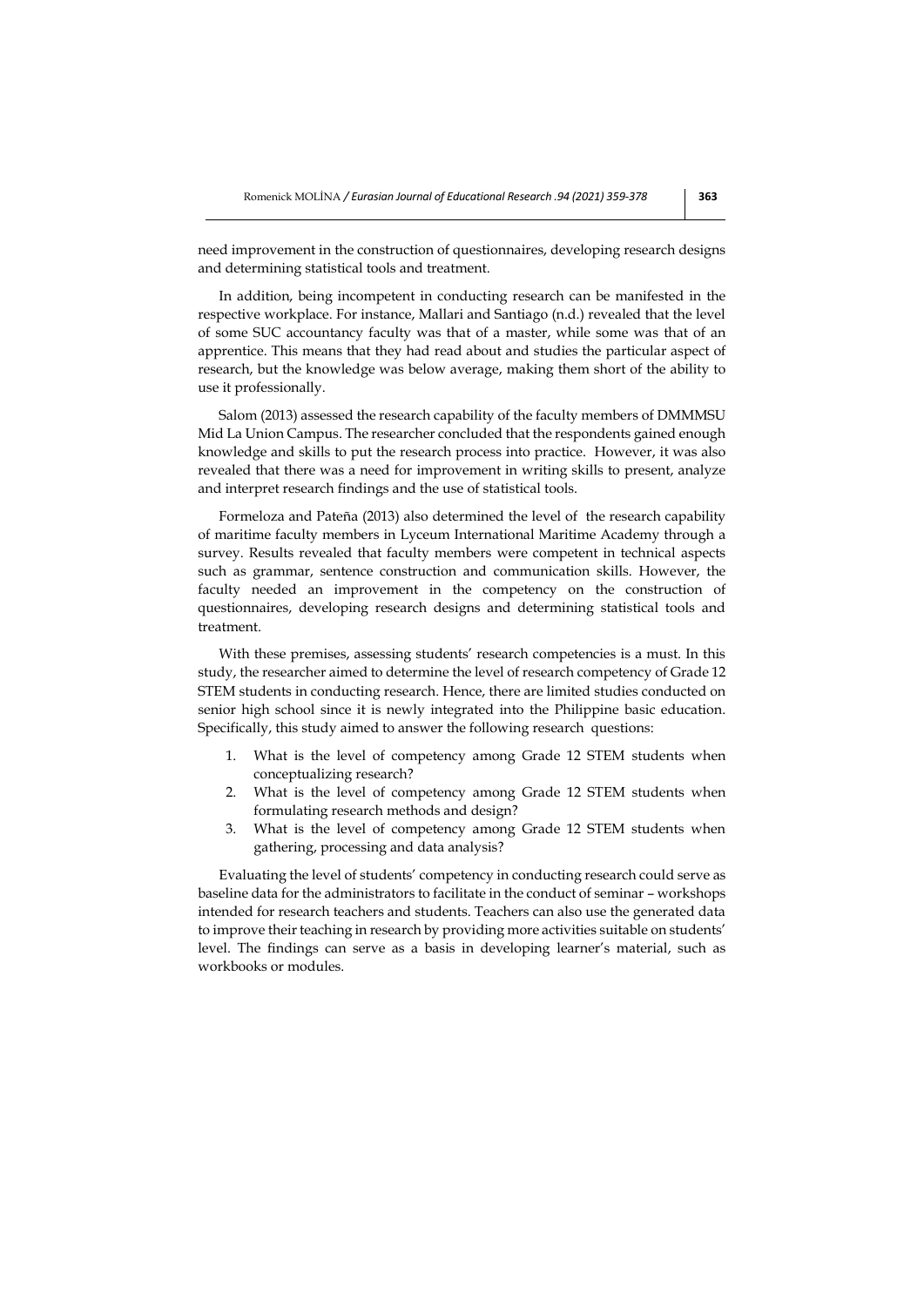need improvement in the construction of questionnaires, developing research designs and determining statistical tools and treatment.

In addition, being incompetent in conducting research can be manifested in the respective workplace. For instance, Mallari and Santiago (n.d.) revealed that the level of some SUC accountancy faculty was that of a master, while some was that of an apprentice. This means that they had read about and studies the particular aspect of research, but the knowledge was below average, making them short of the ability to use it professionally.

Salom (2013) assessed the research capability of the faculty members of DMMMSU Mid La Union Campus. The researcher concluded that the respondents gained enough knowledge and skills to put the research process into practice. However, it was also revealed that there was a need for improvement in writing skills to present, analyze and interpret research findings and the use of statistical tools.

Formeloza and Pateña (2013) also determined the level of the research capability of maritime faculty members in Lyceum International Maritime Academy through a survey. Results revealed that faculty members were competent in technical aspects such as grammar, sentence construction and communication skills. However, the faculty needed an improvement in the competency on the construction of questionnaires, developing research designs and determining statistical tools and treatment.

With these premises, assessing students' research competencies is a must. In this study, the researcher aimed to determine the level of research competency of Grade 12 STEM students in conducting research. Hence, there are limited studies conducted on senior high school since it is newly integrated into the Philippine basic education. Specifically, this study aimed to answer the following research questions:

1. What is the level of competency among Grade 12 STEM students when conceptualizing research?
2. What is the level of competency among Grade 12 STEM students when formulating research methods and design?
3. What is the level of competency among Grade 12 STEM students when gathering, processing and data analysis?

Evaluating the level of students' competency in conducting research could serve as baseline data for the administrators to facilitate in the conduct of seminar – workshops intended for research teachers and students. Teachers can also use the generated data to improve their teaching in research by providing more activities suitable on students' level. The findings can serve as a basis in developing learner's material, such as workbooks or modules.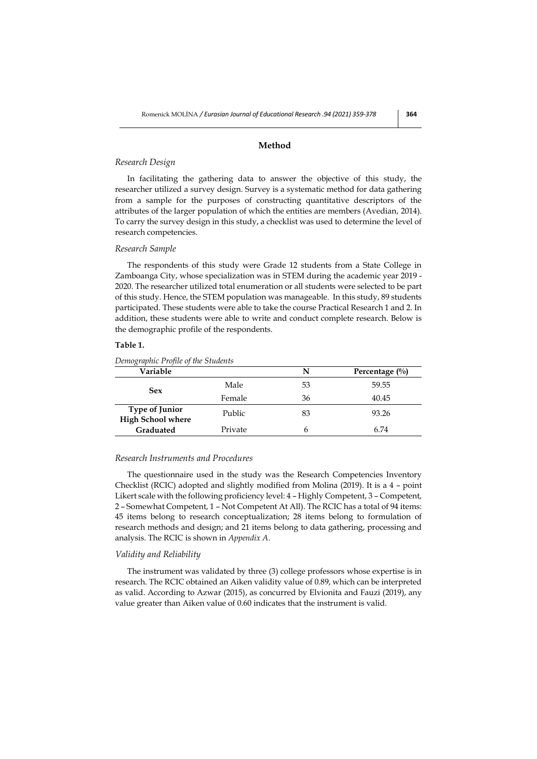## Method

### *Research Design*

In facilitating the gathering data to answer the objective of this study, the researcher utilized a survey design. Survey is a systematic method for data gathering from a sample for the purposes of constructing quantitative descriptors of the attributes of the larger population of which the entities are members (Avedian, 2014). To carry the survey design in this study, a checklist was used to determine the level of research competencies.

### *Research Sample*

The respondents of this study were Grade 12 students from a State College in Zamboanga City, whose specialization was in STEM during the academic year 2019 - 2020. The researcher utilized total enumeration or all students were selected to be part of this study. Hence, the STEM population was manageable. In this study, 89 students participated. These students were able to take the course Practical Research 1 and 2. In addition, these students were able to write and conduct complete research. Below is the demographic profile of the respondents.

**Table 1.**

*Demographic Profile of the Students*

| Variable | | N | Percentage (%) |
|---|---|---|---|
| **Sex** | Male | 53 | 59.55 |
| | Female | 36 | 40.45 |
| **Type of Junior High School where Graduated** | Public | 83 | 93.26 |
| | Private | 6 | 6.74 |

### *Research Instruments and Procedures*

The questionnaire used in the study was the Research Competencies Inventory Checklist (RCIC) adopted and slightly modified from Molina (2019). It is a 4 – point Likert scale with the following proficiency level: 4 – Highly Competent, 3 – Competent, 2 – Somewhat Competent, 1 – Not Competent At All). The RCIC has a total of 94 items: 45 items belong to research conceptualization; 28 items belong to formulation of research methods and design; and 21 items belong to data gathering, processing and analysis. The RCIC is shown in *Appendix A*.

### *Validity and Reliability*

The instrument was validated by three (3) college professors whose expertise is in research. The RCIC obtained an Aiken validity value of 0.89, which can be interpreted as valid. According to Azwar (2015), as concurred by Elvionita and Fauzi (2019), any value greater than Aiken value of 0.60 indicates that the instrument is valid.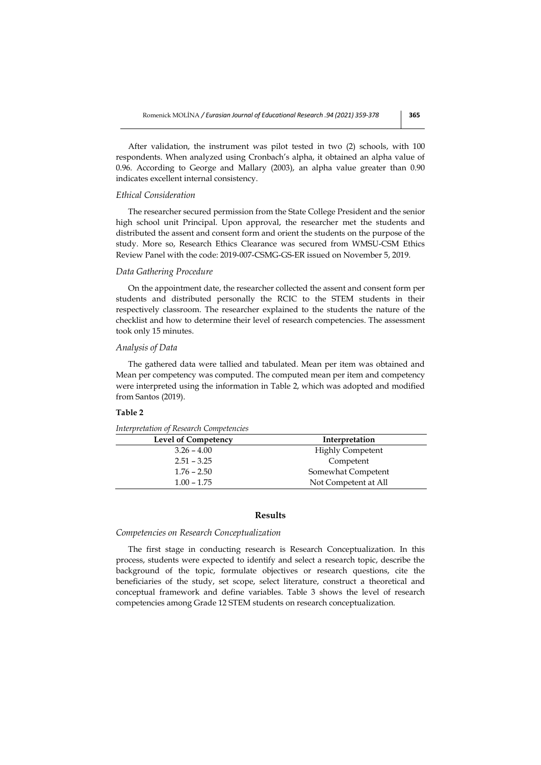After validation, the instrument was pilot tested in two (2) schools, with 100 respondents. When analyzed using Cronbach's alpha, it obtained an alpha value of 0.96. According to George and Mallary (2003), an alpha value greater than 0.90 indicates excellent internal consistency.

### *Ethical Consideration*

The researcher secured permission from the State College President and the senior high school unit Principal. Upon approval, the researcher met the students and distributed the assent and consent form and orient the students on the purpose of the study. More so, Research Ethics Clearance was secured from WMSU-CSM Ethics Review Panel with the code: 2019-007-CSMG-GS-ER issued on November 5, 2019.

### *Data Gathering Procedure*

On the appointment date, the researcher collected the assent and consent form per students and distributed personally the RCIC to the STEM students in their respectively classroom. The researcher explained to the students the nature of the checklist and how to determine their level of research competencies. The assessment took only 15 minutes.

### *Analysis of Data*

The gathered data were tallied and tabulated. Mean per item was obtained and Mean per competency was computed. The computed mean per item and competency were interpreted using the information in Table 2, which was adopted and modified from Santos (2019).

**Table 2**

*Interpretation of Research Competencies*

| Level of Competency | Interpretation |
|---|---|
| 3.26 – 4.00 | Highly Competent |
| 2.51 – 3.25 | Competent |
| 1.76 – 2.50 | Somewhat Competent |
| 1.00 – 1.75 | Not Competent at All |

## Results

### *Competencies on Research Conceptualization*

The first stage in conducting research is Research Conceptualization. In this process, students were expected to identify and select a research topic, describe the background of the topic, formulate objectives or research questions, cite the beneficiaries of the study, set scope, select literature, construct a theoretical and conceptual framework and define variables. Table 3 shows the level of research competencies among Grade 12 STEM students on research conceptualization.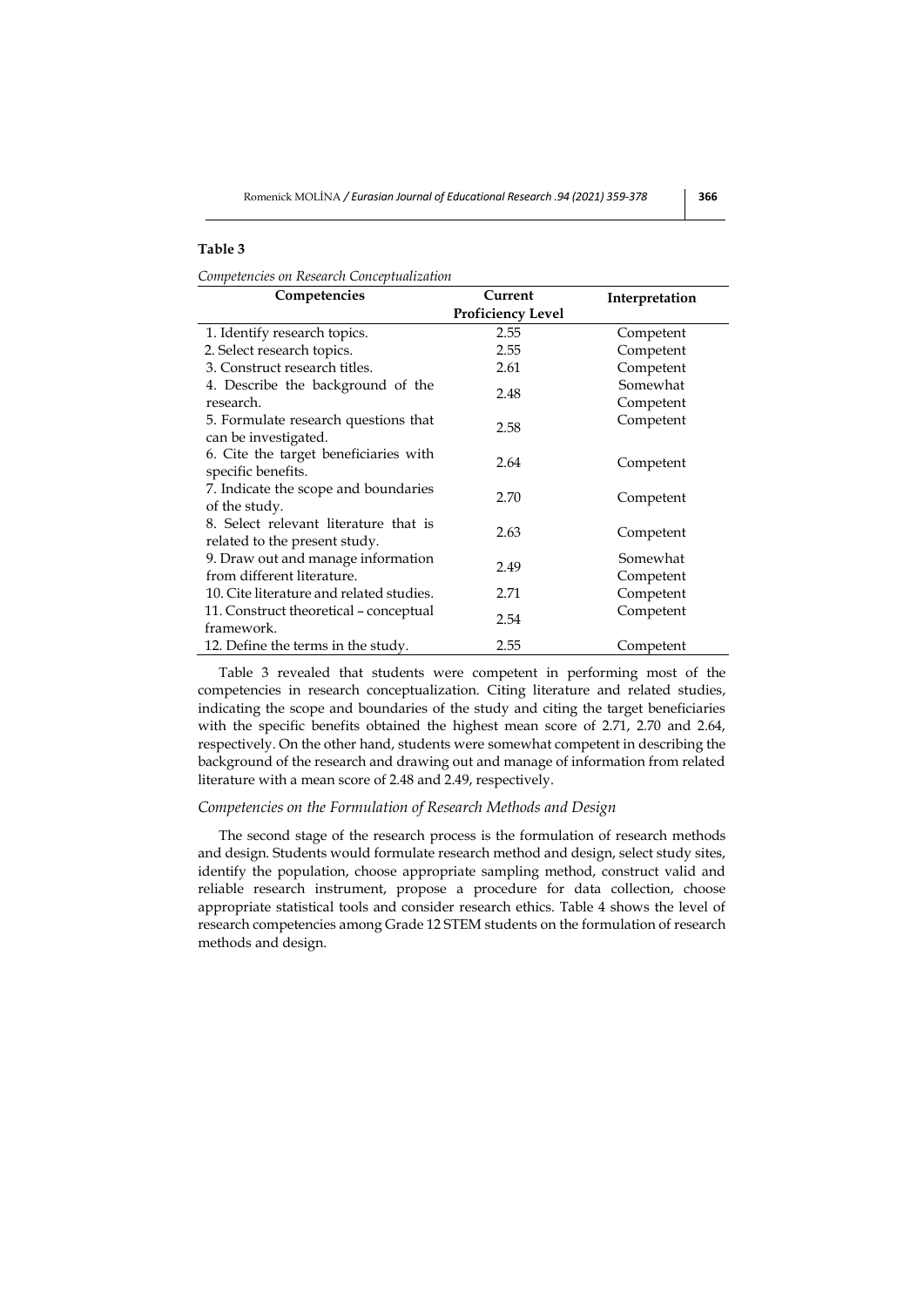**Table 3**

*Competencies on Research Conceptualization*

| Competencies | Current Proficiency Level | Interpretation |
|---|---|---|
| 1. Identify research topics. | 2.55 | Competent |
| 2. Select research topics. | 2.55 | Competent |
| 3. Construct research titles. | 2.61 | Competent |
| 4. Describe the background of the research. | 2.48 | Somewhat Competent |
| 5. Formulate research questions that can be investigated. | 2.58 | Competent |
| 6. Cite the target beneficiaries with specific benefits. | 2.64 | Competent |
| 7. Indicate the scope and boundaries of the study. | 2.70 | Competent |
| 8. Select relevant literature that is related to the present study. | 2.63 | Competent |
| 9. Draw out and manage information from different literature. | 2.49 | Somewhat Competent |
| 10. Cite literature and related studies. | 2.71 | Competent |
| 11. Construct theoretical – conceptual framework. | 2.54 | Competent |
| 12. Define the terms in the study. | 2.55 | Competent |

Table 3 revealed that students were competent in performing most of the competencies in research conceptualization. Citing literature and related studies, indicating the scope and boundaries of the study and citing the target beneficiaries with the specific benefits obtained the highest mean score of 2.71, 2.70 and 2.64, respectively. On the other hand, students were somewhat competent in describing the background of the research and drawing out and manage of information from related literature with a mean score of 2.48 and 2.49, respectively.

*Competencies on the Formulation of Research Methods and Design*

The second stage of the research process is the formulation of research methods and design. Students would formulate research method and design, select study sites, identify the population, choose appropriate sampling method, construct valid and reliable research instrument, propose a procedure for data collection, choose appropriate statistical tools and consider research ethics. Table 4 shows the level of research competencies among Grade 12 STEM students on the formulation of research methods and design.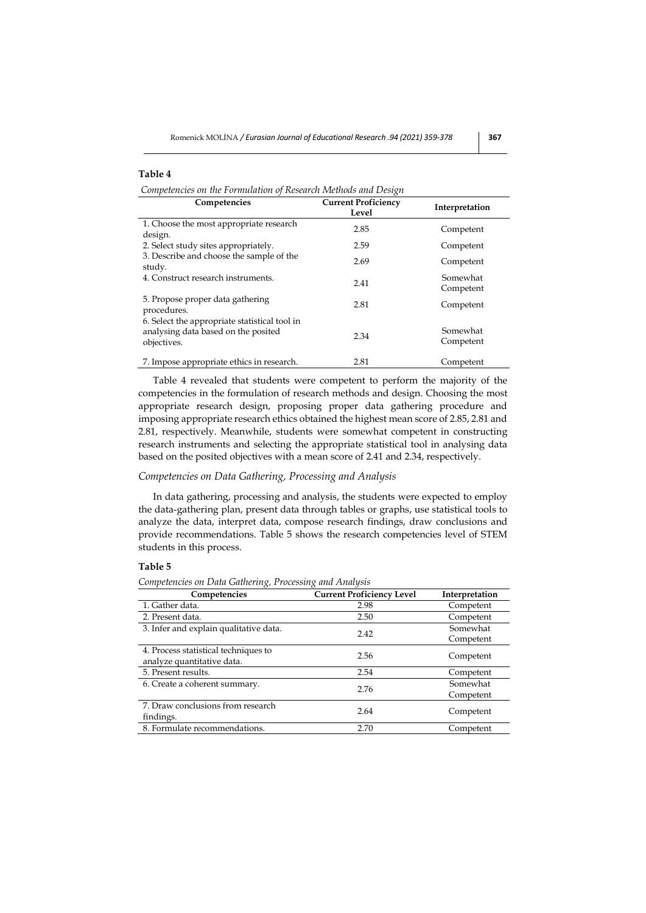**Table 4**

*Competencies on the Formulation of Research Methods and Design*

| Competencies | Current Proficiency Level | Interpretation |
|---|---|---|
| 1. Choose the most appropriate research design. | 2.85 | Competent |
| 2. Select study sites appropriately. | 2.59 | Competent |
| 3. Describe and choose the sample of the study. | 2.69 | Competent |
| 4. Construct research instruments. | 2.41 | Somewhat Competent |
| 5. Propose proper data gathering procedures. | 2.81 | Competent |
| 6. Select the appropriate statistical tool in analysing data based on the posited objectives. | 2.34 | Somewhat Competent |
| 7. Impose appropriate ethics in research. | 2.81 | Competent |

Table 4 revealed that students were competent to perform the majority of the competencies in the formulation of research methods and design. Choosing the most appropriate research design, proposing proper data gathering procedure and imposing appropriate research ethics obtained the highest mean score of 2.85, 2.81 and 2.81, respectively. Meanwhile, students were somewhat competent in constructing research instruments and selecting the appropriate statistical tool in analysing data based on the posited objectives with a mean score of 2.41 and 2.34, respectively.

### *Competencies on Data Gathering, Processing and Analysis*

In data gathering, processing and analysis, the students were expected to employ the data-gathering plan, present data through tables or graphs, use statistical tools to analyze the data, interpret data, compose research findings, draw conclusions and provide recommendations. Table 5 shows the research competencies level of STEM students in this process.

**Table 5**

*Competencies on Data Gathering, Processing and Analysis*

| Competencies | Current Proficiency Level | Interpretation |
|---|---|---|
| 1. Gather data. | 2.98 | Competent |
| 2. Present data. | 2.50 | Competent |
| 3. Infer and explain qualitative data. | 2.42 | Somewhat Competent |
| 4. Process statistical techniques to analyze quantitative data. | 2.56 | Competent |
| 5. Present results. | 2.54 | Competent |
| 6. Create a coherent summary. | 2.76 | Somewhat Competent |
| 7. Draw conclusions from research findings. | 2.64 | Competent |
| 8. Formulate recommendations. | 2.70 | Competent |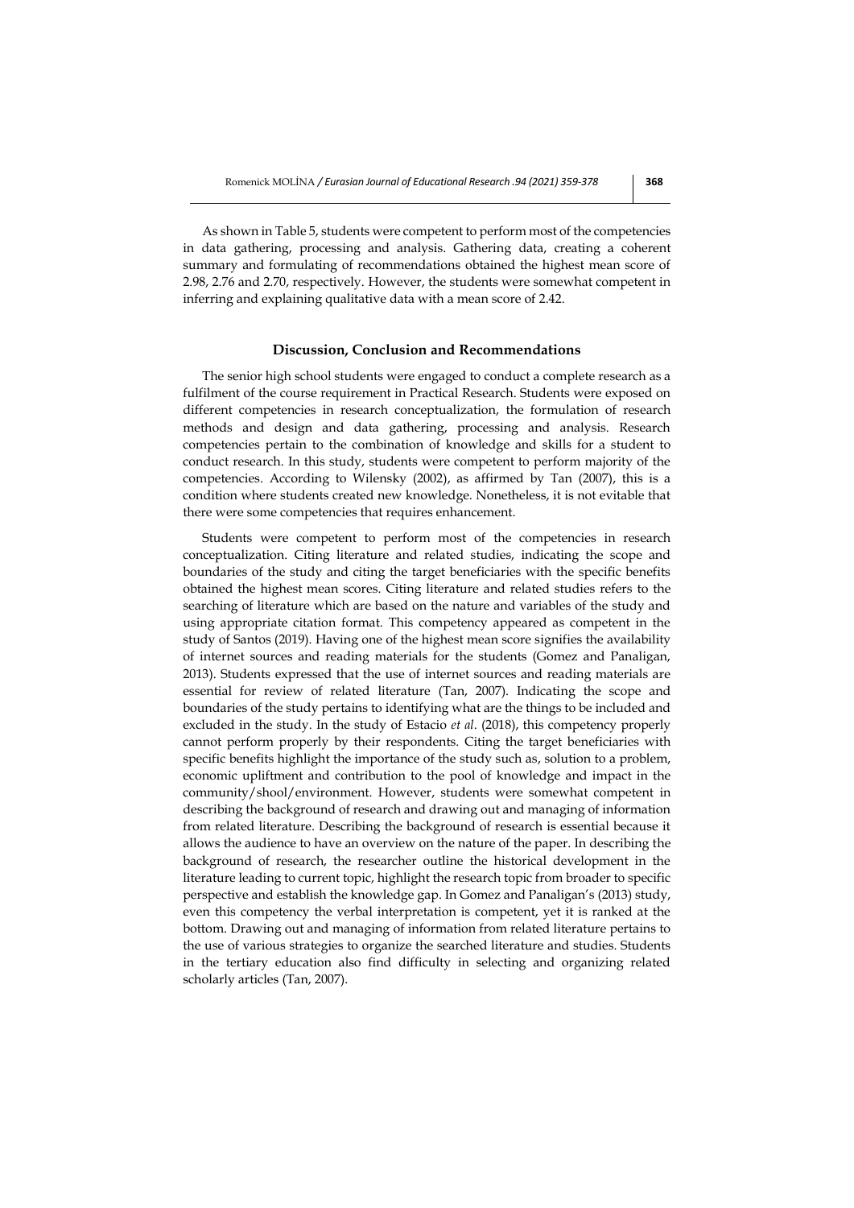As shown in Table 5, students were competent to perform most of the competencies in data gathering, processing and analysis. Gathering data, creating a coherent summary and formulating of recommendations obtained the highest mean score of 2.98, 2.76 and 2.70, respectively. However, the students were somewhat competent in inferring and explaining qualitative data with a mean score of 2.42.

## Discussion, Conclusion and Recommendations

The senior high school students were engaged to conduct a complete research as a fulfilment of the course requirement in Practical Research. Students were exposed on different competencies in research conceptualization, the formulation of research methods and design and data gathering, processing and analysis. Research competencies pertain to the combination of knowledge and skills for a student to conduct research. In this study, students were competent to perform majority of the competencies. According to Wilensky (2002), as affirmed by Tan (2007), this is a condition where students created new knowledge. Nonetheless, it is not evitable that there were some competencies that requires enhancement.

Students were competent to perform most of the competencies in research conceptualization. Citing literature and related studies, indicating the scope and boundaries of the study and citing the target beneficiaries with the specific benefits obtained the highest mean scores. Citing literature and related studies refers to the searching of literature which are based on the nature and variables of the study and using appropriate citation format. This competency appeared as competent in the study of Santos (2019). Having one of the highest mean score signifies the availability of internet sources and reading materials for the students (Gomez and Panaligan, 2013). Students expressed that the use of internet sources and reading materials are essential for review of related literature (Tan, 2007). Indicating the scope and boundaries of the study pertains to identifying what are the things to be included and excluded in the study. In the study of Estacio *et al*. (2018), this competency properly cannot perform properly by their respondents. Citing the target beneficiaries with specific benefits highlight the importance of the study such as, solution to a problem, economic upliftment and contribution to the pool of knowledge and impact in the community/shool/environment. However, students were somewhat competent in describing the background of research and drawing out and managing of information from related literature. Describing the background of research is essential because it allows the audience to have an overview on the nature of the paper. In describing the background of research, the researcher outline the historical development in the literature leading to current topic, highlight the research topic from broader to specific perspective and establish the knowledge gap. In Gomez and Panaligan's (2013) study, even this competency the verbal interpretation is competent, yet it is ranked at the bottom. Drawing out and managing of information from related literature pertains to the use of various strategies to organize the searched literature and studies. Students in the tertiary education also find difficulty in selecting and organizing related scholarly articles (Tan, 2007).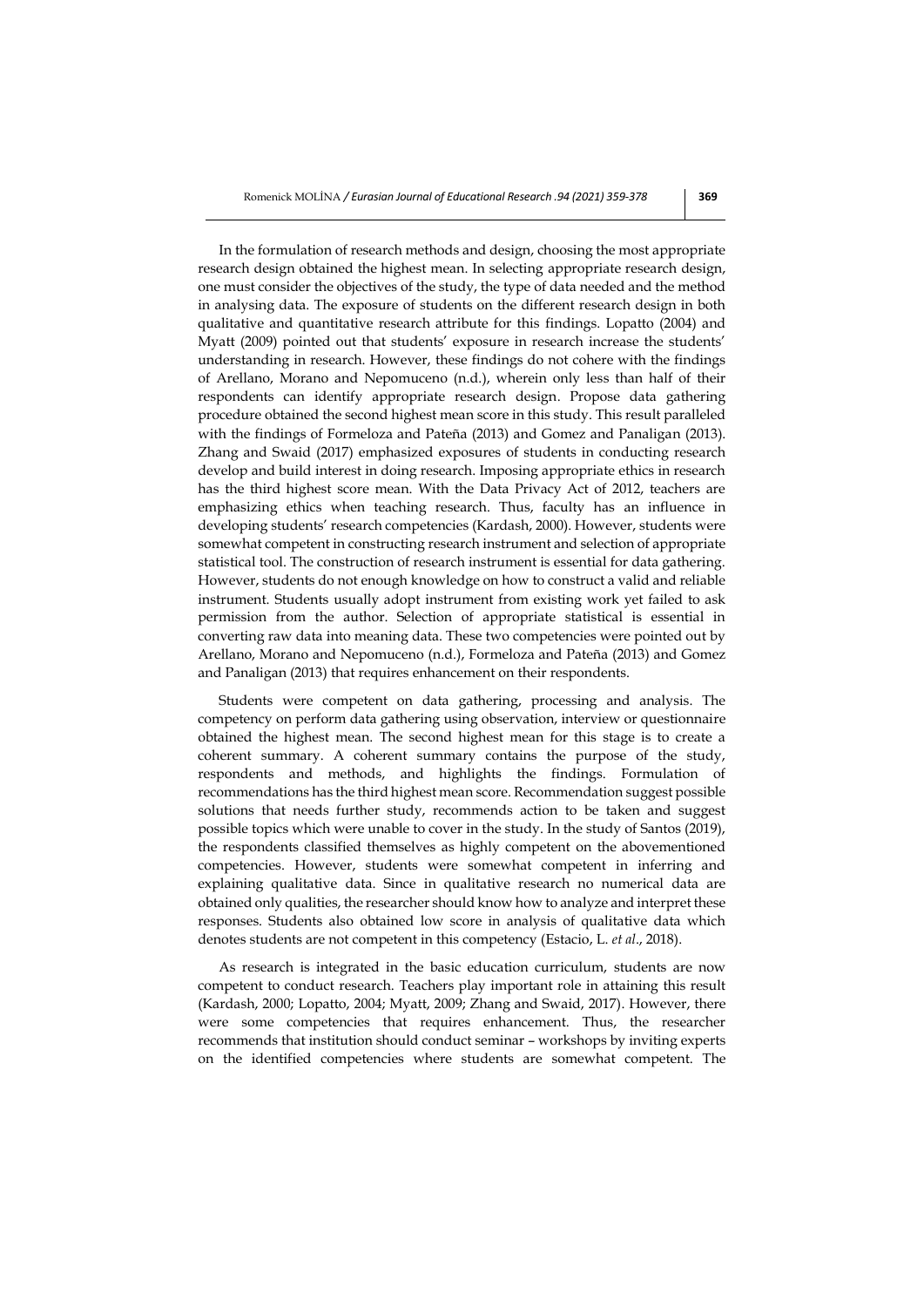In the formulation of research methods and design, choosing the most appropriate research design obtained the highest mean. In selecting appropriate research design, one must consider the objectives of the study, the type of data needed and the method in analysing data. The exposure of students on the different research design in both qualitative and quantitative research attribute for this findings. Lopatto (2004) and Myatt (2009) pointed out that students' exposure in research increase the students' understanding in research. However, these findings do not cohere with the findings of Arellano, Morano and Nepomuceno (n.d.), wherein only less than half of their respondents can identify appropriate research design. Propose data gathering procedure obtained the second highest mean score in this study. This result paralleled with the findings of Formeloza and Pateña (2013) and Gomez and Panaligan (2013). Zhang and Swaid (2017) emphasized exposures of students in conducting research develop and build interest in doing research. Imposing appropriate ethics in research has the third highest score mean. With the Data Privacy Act of 2012, teachers are emphasizing ethics when teaching research. Thus, faculty has an influence in developing students' research competencies (Kardash, 2000). However, students were somewhat competent in constructing research instrument and selection of appropriate statistical tool. The construction of research instrument is essential for data gathering. However, students do not enough knowledge on how to construct a valid and reliable instrument. Students usually adopt instrument from existing work yet failed to ask permission from the author. Selection of appropriate statistical is essential in converting raw data into meaning data. These two competencies were pointed out by Arellano, Morano and Nepomuceno (n.d.), Formeloza and Pateña (2013) and Gomez and Panaligan (2013) that requires enhancement on their respondents.

Students were competent on data gathering, processing and analysis. The competency on perform data gathering using observation, interview or questionnaire obtained the highest mean. The second highest mean for this stage is to create a coherent summary. A coherent summary contains the purpose of the study, respondents and methods, and highlights the findings. Formulation of recommendations has the third highest mean score. Recommendation suggest possible solutions that needs further study, recommends action to be taken and suggest possible topics which were unable to cover in the study. In the study of Santos (2019), the respondents classified themselves as highly competent on the abovementioned competencies. However, students were somewhat competent in inferring and explaining qualitative data. Since in qualitative research no numerical data are obtained only qualities, the researcher should know how to analyze and interpret these responses. Students also obtained low score in analysis of qualitative data which denotes students are not competent in this competency (Estacio, L. *et al*., 2018).

As research is integrated in the basic education curriculum, students are now competent to conduct research. Teachers play important role in attaining this result (Kardash, 2000; Lopatto, 2004; Myatt, 2009; Zhang and Swaid, 2017). However, there were some competencies that requires enhancement. Thus, the researcher recommends that institution should conduct seminar – workshops by inviting experts on the identified competencies where students are somewhat competent. The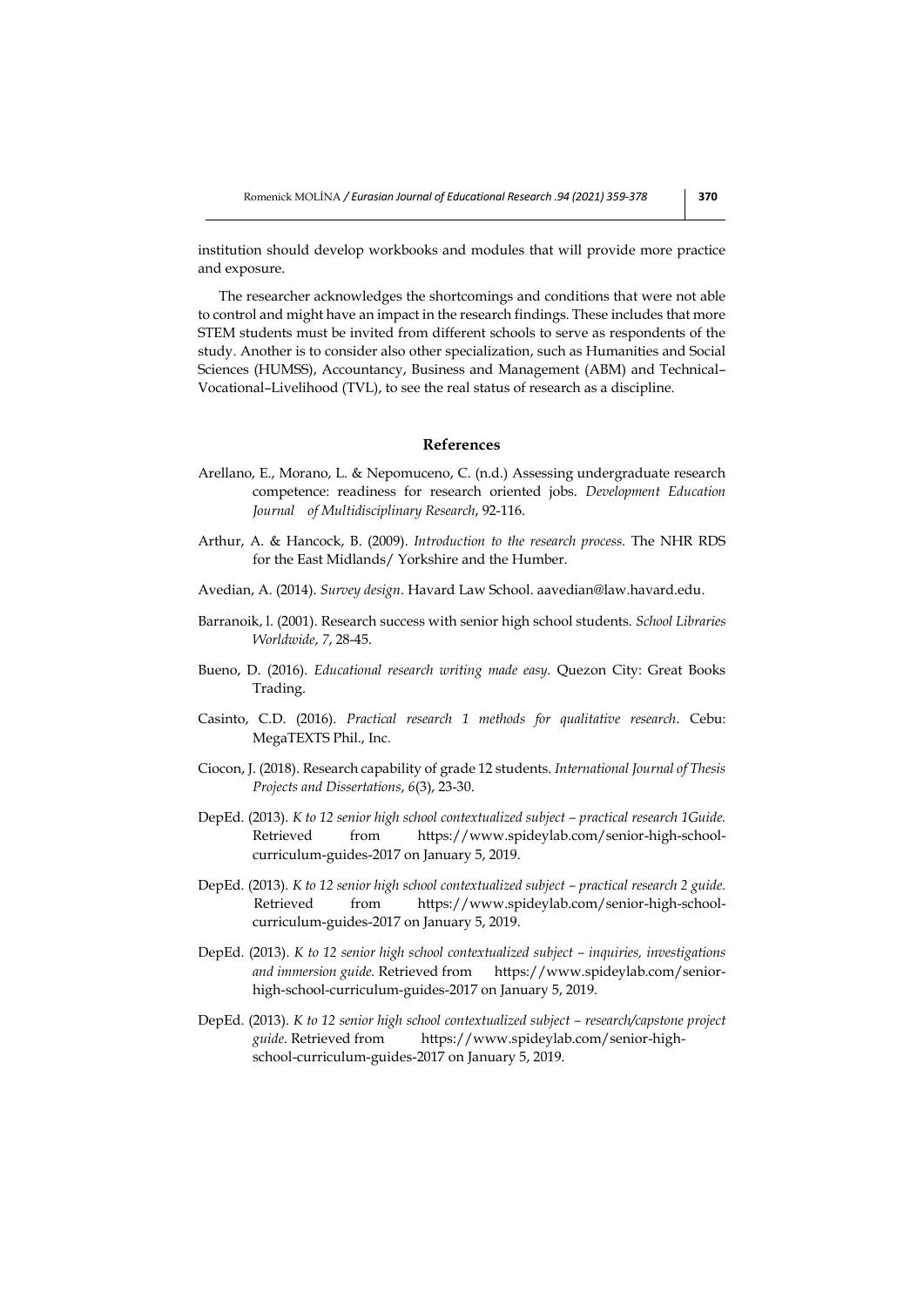institution should develop workbooks and modules that will provide more practice and exposure.

The researcher acknowledges the shortcomings and conditions that were not able to control and might have an impact in the research findings. These includes that more STEM students must be invited from different schools to serve as respondents of the study. Another is to consider also other specialization, such as Humanities and Social Sciences (HUMSS), Accountancy, Business and Management (ABM) and Technical–Vocational–Livelihood (TVL), to see the real status of research as a discipline.

## References

Arellano, E., Morano, L. & Nepomuceno, C. (n.d.) Assessing undergraduate research competence: readiness for research oriented jobs. *Development Education Journal of Multidisciplinary Research*, 92-116.

Arthur, A. & Hancock, B. (2009). *Introduction to the research process.* The NHR RDS for the East Midlands/ Yorkshire and the Humber.

Avedian, A. (2014). *Survey design*. Havard Law School. aavedian@law.havard.edu.

Barranoik, l. (2001). Research success with senior high school students. *School Libraries Worldwide*, *7*, 28-45.

Bueno, D. (2016). *Educational research writing made easy.* Quezon City: Great Books Trading.

Casinto, C.D. (2016). *Practical research 1 methods for qualitative research*. Cebu: MegaTEXTS Phil., Inc.

Ciocon, J. (2018). Research capability of grade 12 students. *International Journal of Thesis Projects and Dissertations*, *6*(3), 23-30.

DepEd. (2013). *K to 12 senior high school contextualized subject – practical research 1Guide.* Retrieved from https://www.spideylab.com/senior-high-school-curriculum-guides-2017 on January 5, 2019.

DepEd. (2013). *K to 12 senior high school contextualized subject – practical research 2 guide.* Retrieved from https://www.spideylab.com/senior-high-school-curriculum-guides-2017 on January 5, 2019.

DepEd. (2013). *K to 12 senior high school contextualized subject – inquiries, investigations and immersion guide.* Retrieved from https://www.spideylab.com/senior-high-school-curriculum-guides-2017 on January 5, 2019.

DepEd. (2013). *K to 12 senior high school contextualized subject – research/capstone project guide*. Retrieved from https://www.spideylab.com/senior-high-school-curriculum-guides-2017 on January 5, 2019.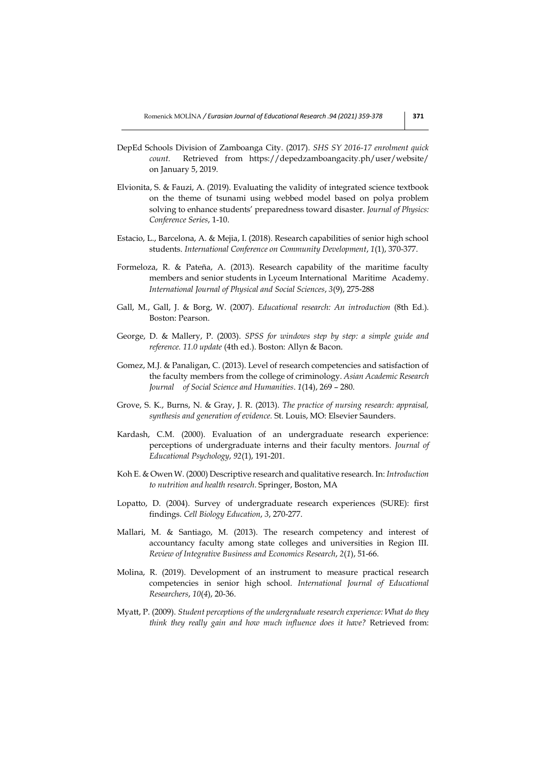DepEd Schools Division of Zamboanga City. (2017). *SHS SY 2016-17 enrolment quick count.* Retrieved from https://depedzamboangacity.ph/user/website/ on January 5, 2019.

Elvionita, S. & Fauzi, A. (2019). Evaluating the validity of integrated science textbook on the theme of tsunami using webbed model based on polya problem solving to enhance students' preparedness toward disaster. *Journal of Physics: Conference Series*, 1-10.

Estacio, L., Barcelona, A. & Mejia, I. (2018). Research capabilities of senior high school students. *International Conference on Community Development*, *1*(1), 370-377.

Formeloza, R. & Pateña, A. (2013). Research capability of the maritime faculty members and senior students in Lyceum International Maritime Academy. *International Journal of Physical and Social Sciences*, *3*(9), 275-288

Gall, M., Gall, J. & Borg, W. (2007). *Educational research: An introduction* (8th Ed.). Boston: Pearson.

George, D. & Mallery, P. (2003). *SPSS for windows step by step: a simple guide and reference. 11.0 update* (4th ed.). Boston: Allyn & Bacon.

Gomez, M.J. & Panaligan, C. (2013). Level of research competencies and satisfaction of the faculty members from the college of criminology. *Asian Academic Research Journal of Social Science and Humanities*. *1*(14), 269 – 280.

Grove, S. K., Burns, N. & Gray, J. R. (2013). *The practice of nursing research: appraisal, synthesis and generation of evidence.* St. Louis, MO: Elsevier Saunders.

Kardash, C.M. (2000). Evaluation of an undergraduate research experience: perceptions of undergraduate interns and their faculty mentors. *Journal of Educational Psychology*, *92*(1), 191-201.

Koh E. & Owen W. (2000) Descriptive research and qualitative research. In: *Introduction to nutrition and health research*. Springer, Boston, MA

Lopatto, D. (2004). Survey of undergraduate research experiences (SURE): first findings. *Cell Biology Education*, *3*, 270-277.

Mallari, M. & Santiago, M. (2013). The research competency and interest of accountancy faculty among state colleges and universities in Region III. *Review of Integrative Business and Economics Research*, *2*(*1*), 51-66.

Molina, R. (2019). Development of an instrument to measure practical research competencies in senior high school. *International Journal of Educational Researchers*, *10*(*4*), 20-36.

Myatt, P. (2009). *Student perceptions of the undergraduate research experience: What do they think they really gain and how much influence does it have?* Retrieved from: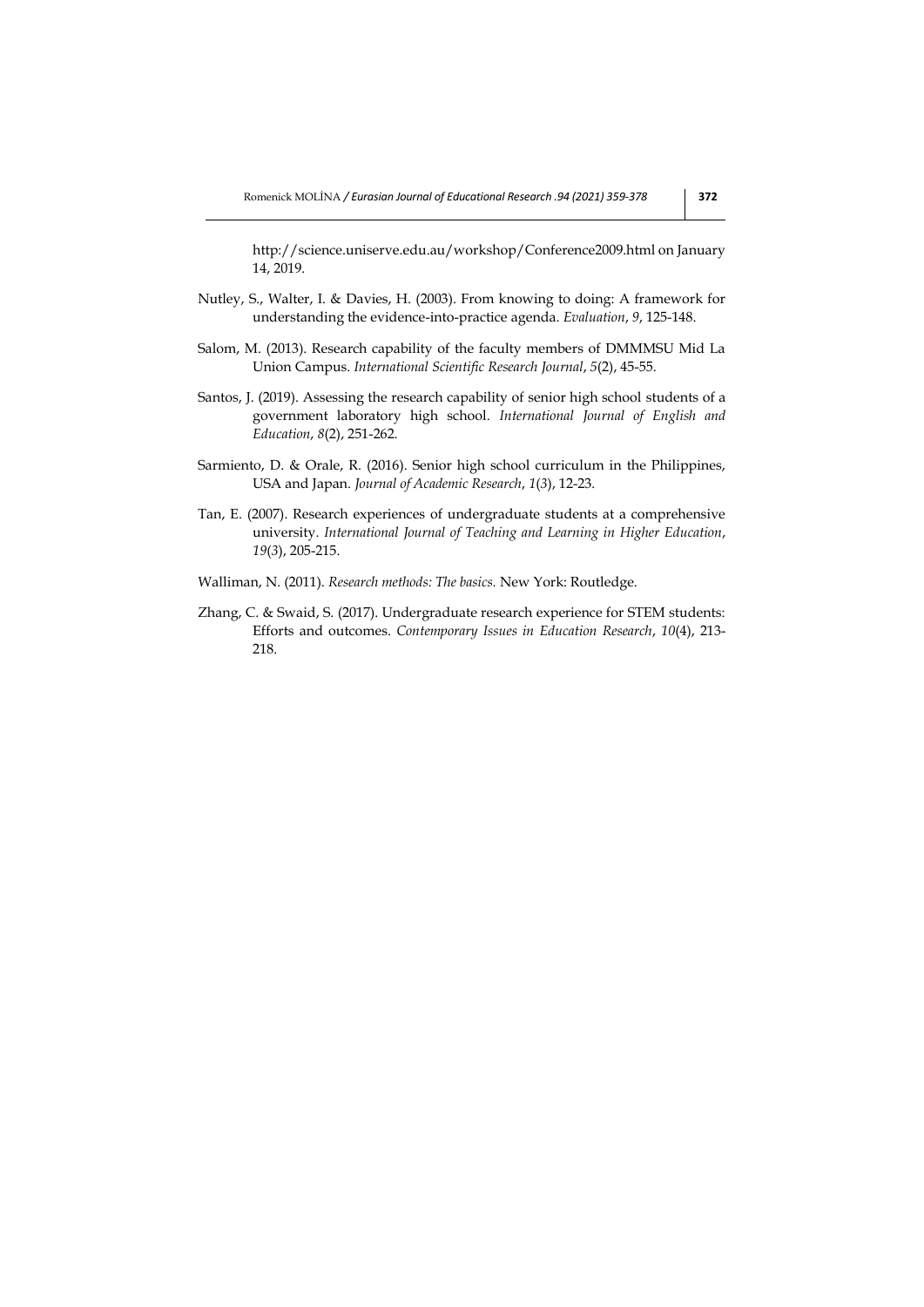http://science.uniserve.edu.au/workshop/Conference2009.html on January 14, 2019.

Nutley, S., Walter, I. & Davies, H. (2003). From knowing to doing: A framework for understanding the evidence-into-practice agenda. *Evaluation*, *9*, 125-148.

Salom, M. (2013). Research capability of the faculty members of DMMMSU Mid La Union Campus. *International Scientific Research Journal*, *5*(2), 45-55.

Santos, J. (2019). Assessing the research capability of senior high school students of a government laboratory high school. *International Journal of English and Education*, *8*(2), 251-262.

Sarmiento, D. & Orale, R. (2016). Senior high school curriculum in the Philippines, USA and Japan. *Journal of Academic Research*, *1*(*3*), 12-23.

Tan, E. (2007). Research experiences of undergraduate students at a comprehensive university. *International Journal of Teaching and Learning in Higher Education*, *19*(*3*), 205-215.

Walliman, N. (2011). *Research methods: The basics.* New York: Routledge.

Zhang, C. & Swaid, S. (2017). Undergraduate research experience for STEM students: Efforts and outcomes. *Contemporary Issues in Education Research*, *10*(4), 213-218.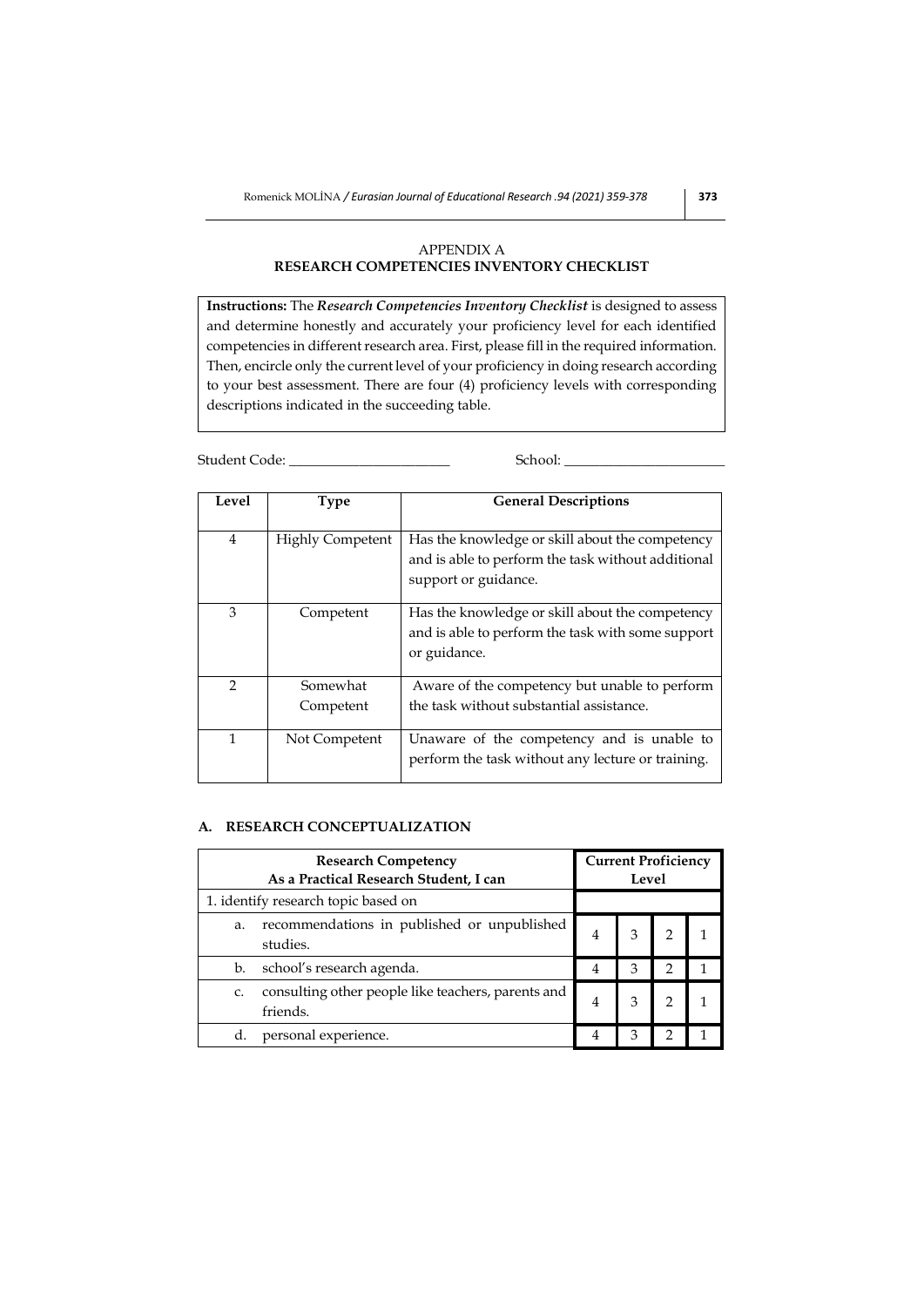# APPENDIX A
## RESEARCH COMPETENCIES INVENTORY CHECKLIST

**Instructions:** The ***Research Competencies Inventory Checklist*** is designed to assess and determine honestly and accurately your proficiency level for each identified competencies in different research area. First, please fill in the required information. Then, encircle only the current level of your proficiency in doing research according to your best assessment. There are four (4) proficiency levels with corresponding descriptions indicated in the succeeding table.

Student Code: ______________________ School: ______________________

| Level | Type | General Descriptions |
|---|---|---|
| 4 | Highly Competent | Has the knowledge or skill about the competency and is able to perform the task without additional support or guidance. |
| 3 | Competent | Has the knowledge or skill about the competency and is able to perform the task with some support or guidance. |
| 2 | Somewhat Competent | Aware of the competency but unable to perform the task without substantial assistance. |
| 1 | Not Competent | Unaware of the competency and is unable to perform the task without any lecture or training. |

### A. RESEARCH CONCEPTUALIZATION

| Research Competency As a Practical Research Student, I can | Current Proficiency Level | | | |
|---|---|---|---|---|
| 1. identify research topic based on | | | | |
| a. recommendations in published or unpublished studies. | 4 | 3 | 2 | 1 |
| b. school's research agenda. | 4 | 3 | 2 | 1 |
| c. consulting other people like teachers, parents and friends. | 4 | 3 | 2 | 1 |
| d. personal experience. | 4 | 3 | 2 | 1 |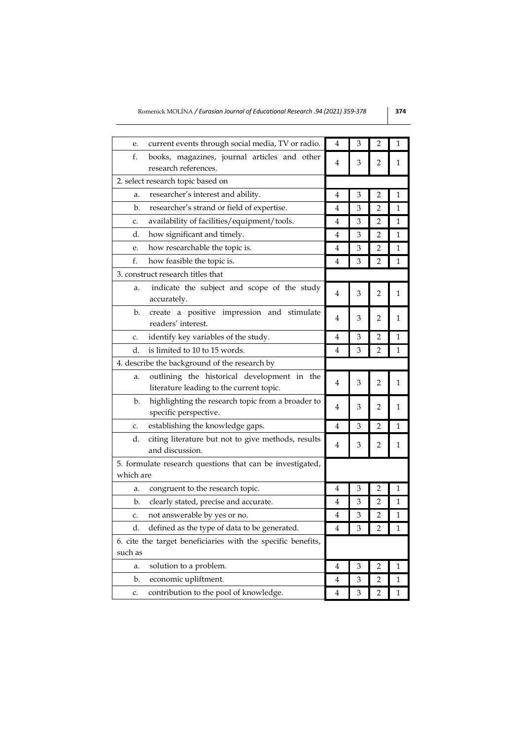| | | | | |
|---|---|---|---|---|
| e. current events through social media, TV or radio. | 4 | 3 | 2 | 1 |
| f. books, magazines, journal articles and other research references. | 4 | 3 | 2 | 1 |
| 2. select research topic based on | | | | |
| a. researcher's interest and ability. | 4 | 3 | 2 | 1 |
| b. researcher's strand or field of expertise. | 4 | 3 | 2 | 1 |
| c. availability of facilities/equipment/tools. | 4 | 3 | 2 | 1 |
| d. how significant and timely. | 4 | 3 | 2 | 1 |
| e. how researchable the topic is. | 4 | 3 | 2 | 1 |
| f. how feasible the topic is. | 4 | 3 | 2 | 1 |
| 3. construct research titles that | | | | |
| a. indicate the subject and scope of the study accurately. | 4 | 3 | 2 | 1 |
| b. create a positive impression and stimulate readers' interest. | 4 | 3 | 2 | 1 |
| c. identify key variables of the study. | 4 | 3 | 2 | 1 |
| d. is limited to 10 to 15 words. | 4 | 3 | 2 | 1 |
| 4. describe the background of the research by | | | | |
| a. outlining the historical development in the literature leading to the current topic. | 4 | 3 | 2 | 1 |
| b. highlighting the research topic from a broader to specific perspective. | 4 | 3 | 2 | 1 |
| c. establishing the knowledge gaps. | 4 | 3 | 2 | 1 |
| d. citing literature but not to give methods, results and discussion. | 4 | 3 | 2 | 1 |
| 5. formulate research questions that can be investigated, which are | | | | |
| a. congruent to the research topic. | 4 | 3 | 2 | 1 |
| b. clearly stated, precise and accurate. | 4 | 3 | 2 | 1 |
| c. not answerable by yes or no. | 4 | 3 | 2 | 1 |
| d. defined as the type of data to be generated. | 4 | 3 | 2 | 1 |
| 6. cite the target beneficiaries with the specific benefits, such as | | | | |
| a. solution to a problem. | 4 | 3 | 2 | 1 |
| b. economic upliftment. | 4 | 3 | 2 | 1 |
| c. contribution to the pool of knowledge. | 4 | 3 | 2 | 1 |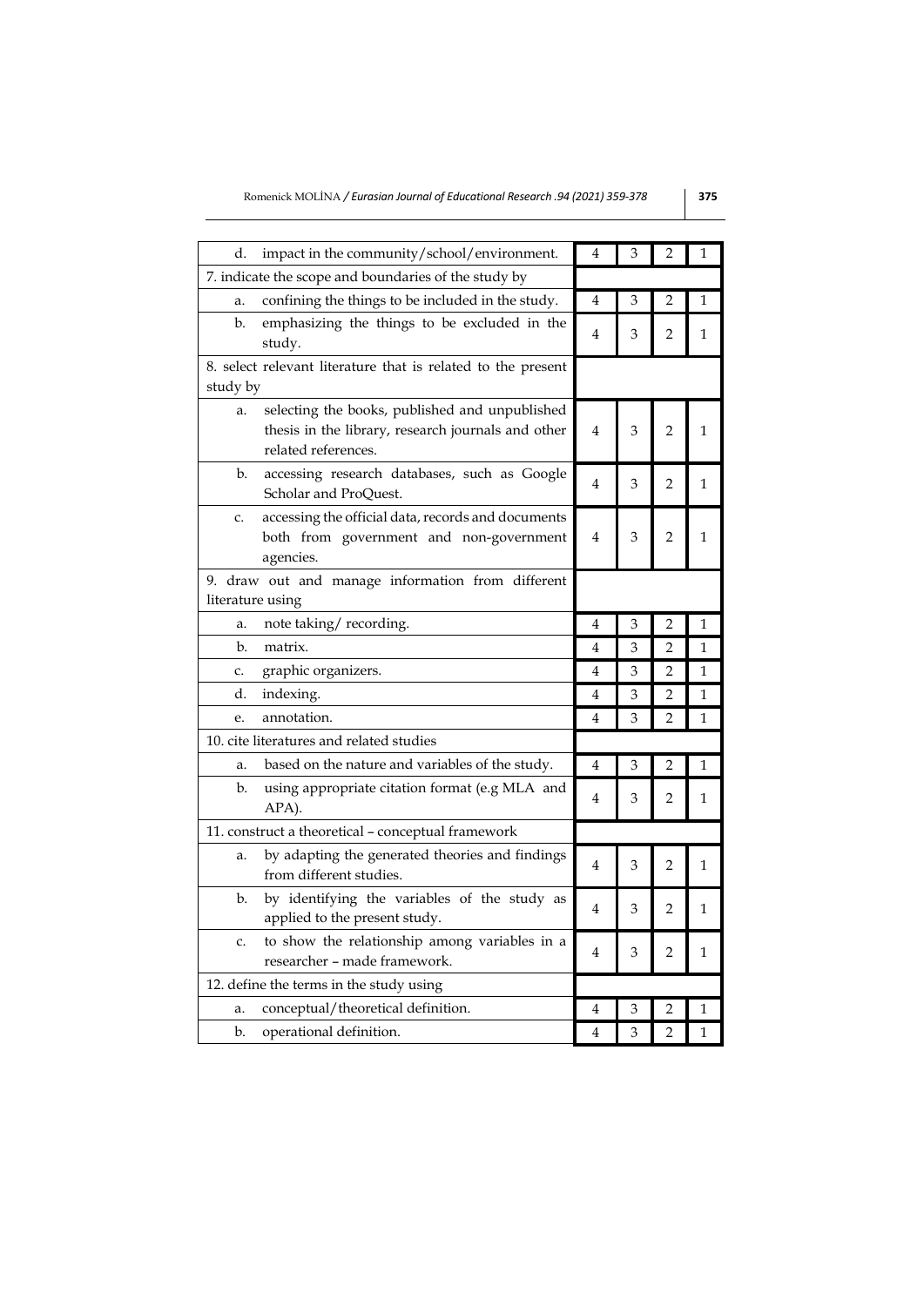| | | | | |
|---|---|---|---|---|
| d. impact in the community/school/environment. | 4 | 3 | 2 | 1 |
| 7. indicate the scope and boundaries of the study by | | | | |
| a. confining the things to be included in the study. | 4 | 3 | 2 | 1 |
| b. emphasizing the things to be excluded in the study. | 4 | 3 | 2 | 1 |
| 8. select relevant literature that is related to the present study by | | | | |
| a. selecting the books, published and unpublished thesis in the library, research journals and other related references. | 4 | 3 | 2 | 1 |
| b. accessing research databases, such as Google Scholar and ProQuest. | 4 | 3 | 2 | 1 |
| c. accessing the official data, records and documents both from government and non-government agencies. | 4 | 3 | 2 | 1 |
| 9. draw out and manage information from different literature using | | | | |
| a. note taking/ recording. | 4 | 3 | 2 | 1 |
| b. matrix. | 4 | 3 | 2 | 1 |
| c. graphic organizers. | 4 | 3 | 2 | 1 |
| d. indexing. | 4 | 3 | 2 | 1 |
| e. annotation. | 4 | 3 | 2 | 1 |
| 10. cite literatures and related studies | | | | |
| a. based on the nature and variables of the study. | 4 | 3 | 2 | 1 |
| b. using appropriate citation format (e.g MLA and APA). | 4 | 3 | 2 | 1 |
| 11. construct a theoretical – conceptual framework | | | | |
| a. by adapting the generated theories and findings from different studies. | 4 | 3 | 2 | 1 |
| b. by identifying the variables of the study as applied to the present study. | 4 | 3 | 2 | 1 |
| c. to show the relationship among variables in a researcher – made framework. | 4 | 3 | 2 | 1 |
| 12. define the terms in the study using | | | | |
| a. conceptual/theoretical definition. | 4 | 3 | 2 | 1 |
| b. operational definition. | 4 | 3 | 2 | 1 |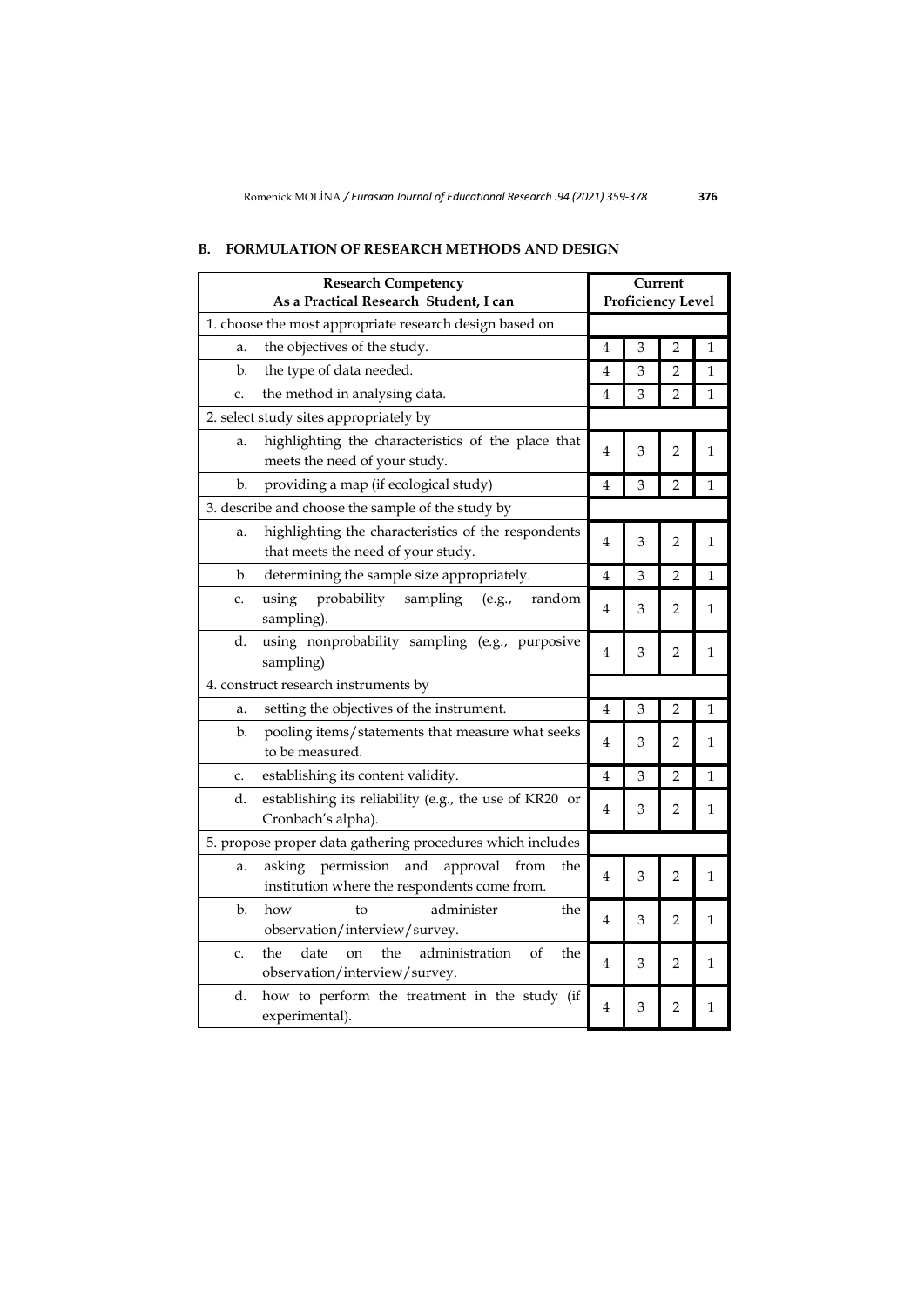## B. FORMULATION OF RESEARCH METHODS AND DESIGN

| Research Competency<br>As a Practical Research Student, I can | Current Proficiency Level | | | |
|---|---|---|---|---|
| 1. choose the most appropriate research design based on | | | | |
| a. the objectives of the study. | 4 | 3 | 2 | 1 |
| b. the type of data needed. | 4 | 3 | 2 | 1 |
| c. the method in analysing data. | 4 | 3 | 2 | 1 |
| 2. select study sites appropriately by | | | | |
| a. highlighting the characteristics of the place that meets the need of your study. | 4 | 3 | 2 | 1 |
| b. providing a map (if ecological study) | 4 | 3 | 2 | 1 |
| 3. describe and choose the sample of the study by | | | | |
| a. highlighting the characteristics of the respondents that meets the need of your study. | 4 | 3 | 2 | 1 |
| b. determining the sample size appropriately. | 4 | 3 | 2 | 1 |
| c. using probability sampling (e.g., random sampling). | 4 | 3 | 2 | 1 |
| d. using nonprobability sampling (e.g., purposive sampling) | 4 | 3 | 2 | 1 |
| 4. construct research instruments by | | | | |
| a. setting the objectives of the instrument. | 4 | 3 | 2 | 1 |
| b. pooling items/statements that measure what seeks to be measured. | 4 | 3 | 2 | 1 |
| c. establishing its content validity. | 4 | 3 | 2 | 1 |
| d. establishing its reliability (e.g., the use of KR20 or Cronbach's alpha). | 4 | 3 | 2 | 1 |
| 5. propose proper data gathering procedures which includes | | | | |
| a. asking permission and approval from the institution where the respondents come from. | 4 | 3 | 2 | 1 |
| b. how to administer the observation/interview/survey. | 4 | 3 | 2 | 1 |
| c. the date on the administration of the observation/interview/survey. | 4 | 3 | 2 | 1 |
| d. how to perform the treatment in the study (if experimental). | 4 | 3 | 2 | 1 |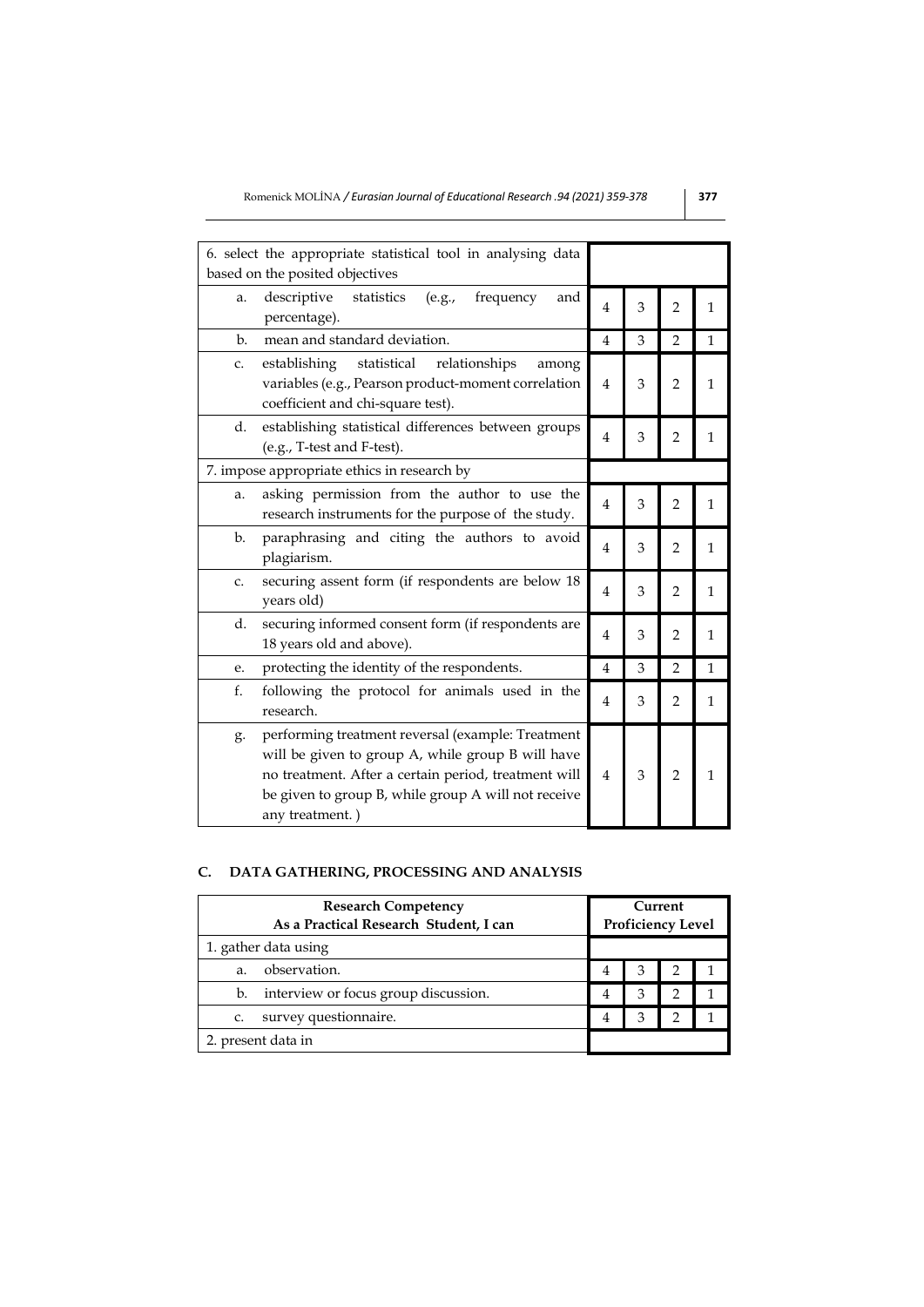| | | | | |
|---|---|---|---|---|
| 6. select the appropriate statistical tool in analysing data based on the posited objectives | | | | |
| a. descriptive statistics (e.g., frequency and percentage). | 4 | 3 | 2 | 1 |
| b. mean and standard deviation. | 4 | 3 | 2 | 1 |
| c. establishing statistical relationships among variables (e.g., Pearson product-moment correlation coefficient and chi-square test). | 4 | 3 | 2 | 1 |
| d. establishing statistical differences between groups (e.g., T-test and F-test). | 4 | 3 | 2 | 1 |
| 7. impose appropriate ethics in research by | | | | |
| a. asking permission from the author to use the research instruments for the purpose of the study. | 4 | 3 | 2 | 1 |
| b. paraphrasing and citing the authors to avoid plagiarism. | 4 | 3 | 2 | 1 |
| c. securing assent form (if respondents are below 18 years old) | 4 | 3 | 2 | 1 |
| d. securing informed consent form (if respondents are 18 years old and above). | 4 | 3 | 2 | 1 |
| e. protecting the identity of the respondents. | 4 | 3 | 2 | 1 |
| f. following the protocol for animals used in the research. | 4 | 3 | 2 | 1 |
| g. performing treatment reversal (example: Treatment will be given to group A, while group B will have no treatment. After a certain period, treatment will be given to group B, while group A will not receive any treatment. ) | 4 | 3 | 2 | 1 |

## C. DATA GATHERING, PROCESSING AND ANALYSIS

| Research Competency<br>As a Practical Research Student, I can | Current Proficiency Level | | | |
|---|---|---|---|---|
| 1. gather data using | | | | |
| a. observation. | 4 | 3 | 2 | 1 |
| b. interview or focus group discussion. | 4 | 3 | 2 | 1 |
| c. survey questionnaire. | 4 | 3 | 2 | 1 |
| 2. present data in | | | | |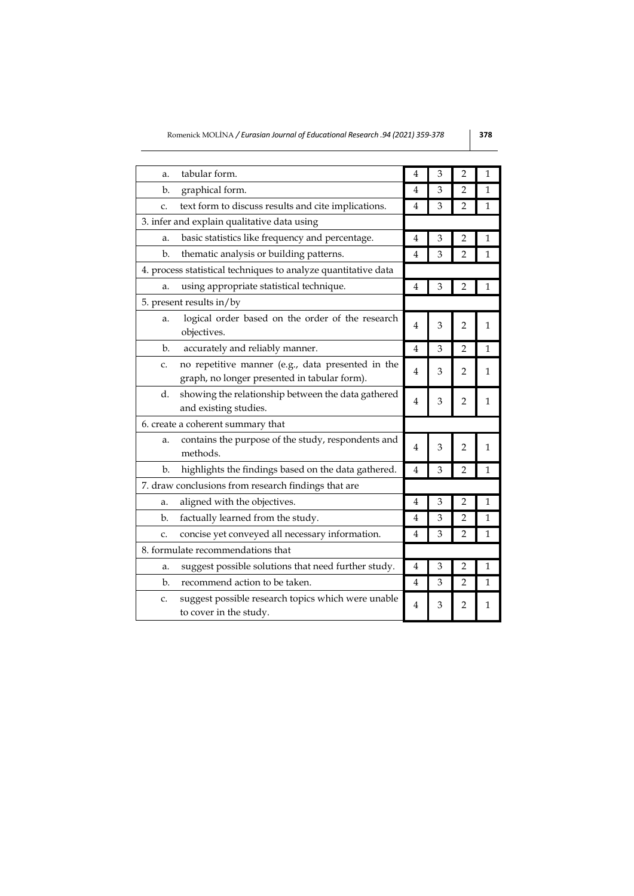| | | | | |
|---|---|---|---|---|
| a. tabular form. | 4 | 3 | 2 | 1 |
| b. graphical form. | 4 | 3 | 2 | 1 |
| c. text form to discuss results and cite implications. | 4 | 3 | 2 | 1 |
| 3. infer and explain qualitative data using | | | | |
| a. basic statistics like frequency and percentage. | 4 | 3 | 2 | 1 |
| b. thematic analysis or building patterns. | 4 | 3 | 2 | 1 |
| 4. process statistical techniques to analyze quantitative data | | | | |
| a. using appropriate statistical technique. | 4 | 3 | 2 | 1 |
| 5. present results in/by | | | | |
| a. logical order based on the order of the research objectives. | 4 | 3 | 2 | 1 |
| b. accurately and reliably manner. | 4 | 3 | 2 | 1 |
| c. no repetitive manner (e.g., data presented in the graph, no longer presented in tabular form). | 4 | 3 | 2 | 1 |
| d. showing the relationship between the data gathered and existing studies. | 4 | 3 | 2 | 1 |
| 6. create a coherent summary that | | | | |
| a. contains the purpose of the study, respondents and methods. | 4 | 3 | 2 | 1 |
| b. highlights the findings based on the data gathered. | 4 | 3 | 2 | 1 |
| 7. draw conclusions from research findings that are | | | | |
| a. aligned with the objectives. | 4 | 3 | 2 | 1 |
| b. factually learned from the study. | 4 | 3 | 2 | 1 |
| c. concise yet conveyed all necessary information. | 4 | 3 | 2 | 1 |
| 8. formulate recommendations that | | | | |
| a. suggest possible solutions that need further study. | 4 | 3 | 2 | 1 |
| b. recommend action to be taken. | 4 | 3 | 2 | 1 |
| c. suggest possible research topics which were unable to cover in the study. | 4 | 3 | 2 | 1 |